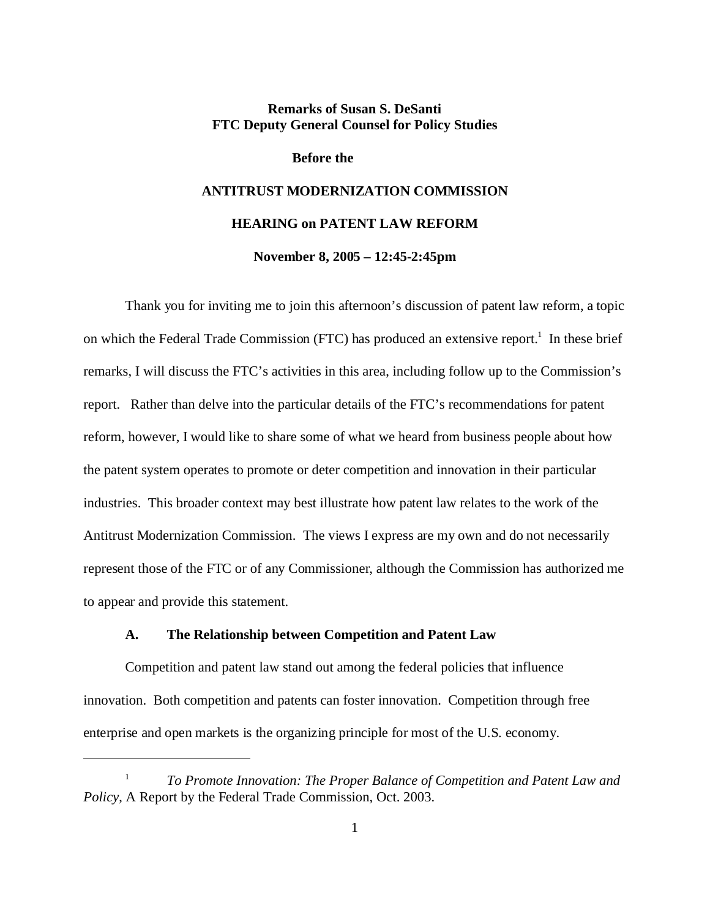**Remarks of Susan S. DeSanti**
**FTC Deputy General Counsel for Policy Studies**

**Before the**

**ANTITRUST MODERNIZATION COMMISSION**

**HEARING on PATENT LAW REFORM**

**November 8, 2005 – 12:45-2:45pm**

Thank you for inviting me to join this afternoon's discussion of patent law reform, a topic on which the Federal Trade Commission (FTC) has produced an extensive report.[1] In these brief remarks, I will discuss the FTC's activities in this area, including follow up to the Commission's report. Rather than delve into the particular details of the FTC's recommendations for patent reform, however, I would like to share some of what we heard from business people about how the patent system operates to promote or deter competition and innovation in their particular industries. This broader context may best illustrate how patent law relates to the work of the Antitrust Modernization Commission. The views I express are my own and do not necessarily represent those of the FTC or of any Commissioner, although the Commission has authorized me to appear and provide this statement.

## A. The Relationship between Competition and Patent Law

Competition and patent law stand out among the federal policies that influence innovation. Both competition and patents can foster innovation. Competition through free enterprise and open markets is the organizing principle for most of the U.S. economy.

[1] *To Promote Innovation: The Proper Balance of Competition and Patent Law and Policy*, A Report by the Federal Trade Commission, Oct. 2003.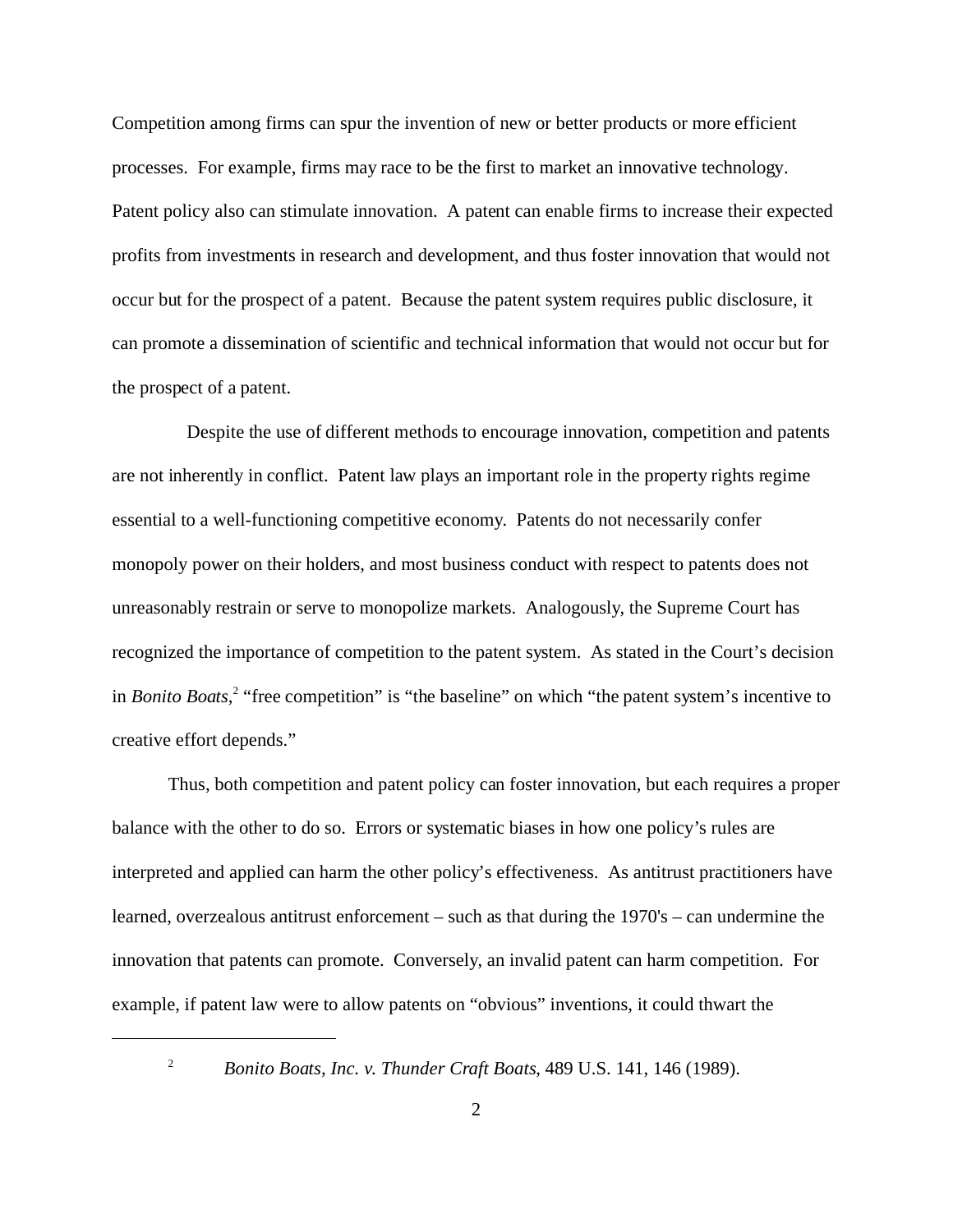Competition among firms can spur the invention of new or better products or more efficient processes. For example, firms may race to be the first to market an innovative technology. Patent policy also can stimulate innovation. A patent can enable firms to increase their expected profits from investments in research and development, and thus foster innovation that would not occur but for the prospect of a patent. Because the patent system requires public disclosure, it can promote a dissemination of scientific and technical information that would not occur but for the prospect of a patent.

Despite the use of different methods to encourage innovation, competition and patents are not inherently in conflict. Patent law plays an important role in the property rights regime essential to a well-functioning competitive economy. Patents do not necessarily confer monopoly power on their holders, and most business conduct with respect to patents does not unreasonably restrain or serve to monopolize markets. Analogously, the Supreme Court has recognized the importance of competition to the patent system. As stated in the Court's decision in *Bonito Boats*,[2] "free competition" is "the baseline" on which "the patent system's incentive to creative effort depends."

Thus, both competition and patent policy can foster innovation, but each requires a proper balance with the other to do so. Errors or systematic biases in how one policy's rules are interpreted and applied can harm the other policy's effectiveness. As antitrust practitioners have learned, overzealous antitrust enforcement – such as that during the 1970's – can undermine the innovation that patents can promote. Conversely, an invalid patent can harm competition. For example, if patent law were to allow patents on "obvious" inventions, it could thwart the

---

[2] *Bonito Boats, Inc. v. Thunder Craft Boats*, 489 U.S. 141, 146 (1989).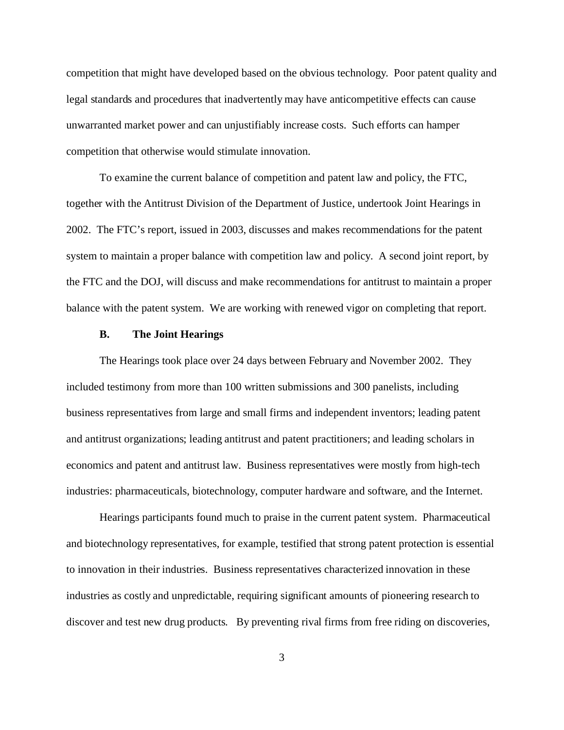competition that might have developed based on the obvious technology. Poor patent quality and legal standards and procedures that inadvertently may have anticompetitive effects can cause unwarranted market power and can unjustifiably increase costs. Such efforts can hamper competition that otherwise would stimulate innovation.

To examine the current balance of competition and patent law and policy, the FTC, together with the Antitrust Division of the Department of Justice, undertook Joint Hearings in 2002. The FTC's report, issued in 2003, discusses and makes recommendations for the patent system to maintain a proper balance with competition law and policy. A second joint report, by the FTC and the DOJ, will discuss and make recommendations for antitrust to maintain a proper balance with the patent system. We are working with renewed vigor on completing that report.

### B. The Joint Hearings

The Hearings took place over 24 days between February and November 2002. They included testimony from more than 100 written submissions and 300 panelists, including business representatives from large and small firms and independent inventors; leading patent and antitrust organizations; leading antitrust and patent practitioners; and leading scholars in economics and patent and antitrust law. Business representatives were mostly from high-tech industries: pharmaceuticals, biotechnology, computer hardware and software, and the Internet.

Hearings participants found much to praise in the current patent system. Pharmaceutical and biotechnology representatives, for example, testified that strong patent protection is essential to innovation in their industries. Business representatives characterized innovation in these industries as costly and unpredictable, requiring significant amounts of pioneering research to discover and test new drug products. By preventing rival firms from free riding on discoveries,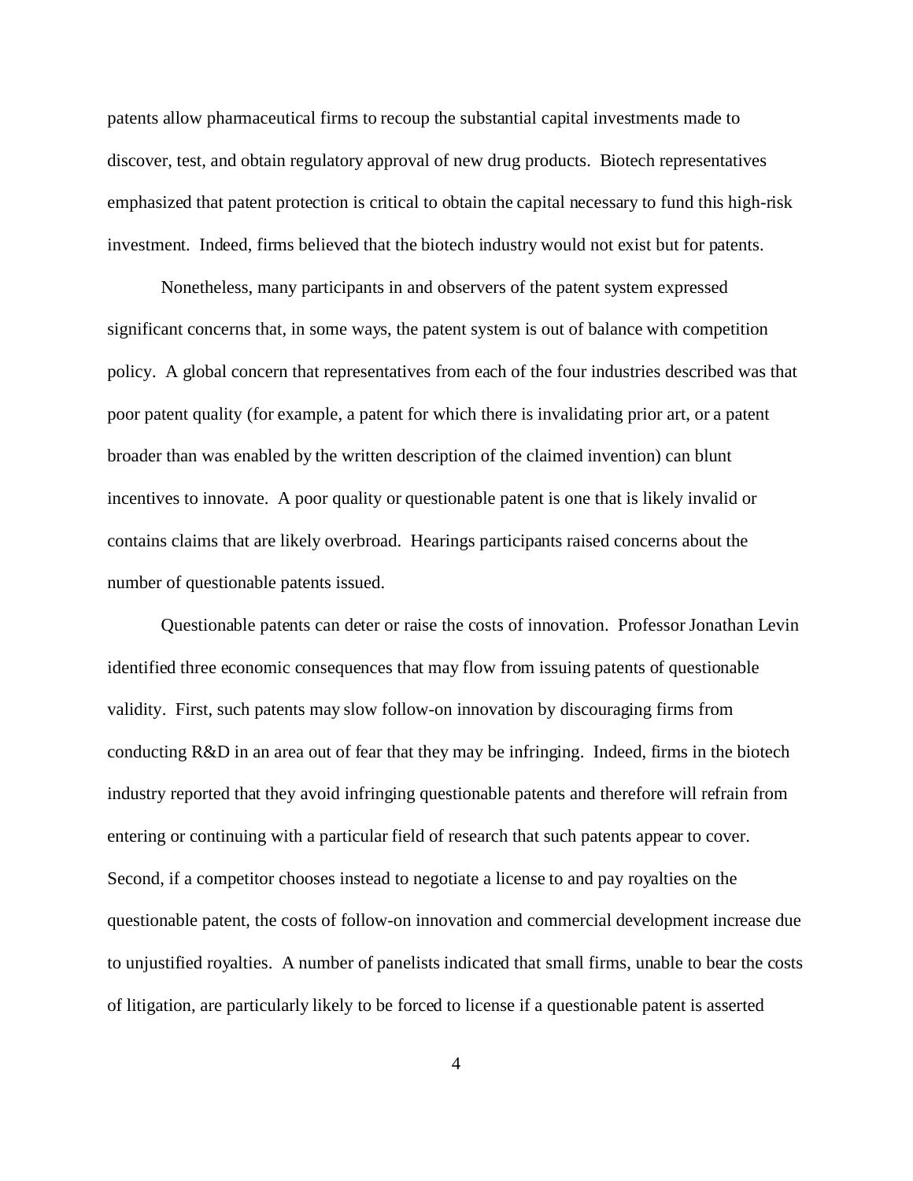patents allow pharmaceutical firms to recoup the substantial capital investments made to discover, test, and obtain regulatory approval of new drug products. Biotech representatives emphasized that patent protection is critical to obtain the capital necessary to fund this high-risk investment. Indeed, firms believed that the biotech industry would not exist but for patents.

Nonetheless, many participants in and observers of the patent system expressed significant concerns that, in some ways, the patent system is out of balance with competition policy. A global concern that representatives from each of the four industries described was that poor patent quality (for example, a patent for which there is invalidating prior art, or a patent broader than was enabled by the written description of the claimed invention) can blunt incentives to innovate. A poor quality or questionable patent is one that is likely invalid or contains claims that are likely overbroad. Hearings participants raised concerns about the number of questionable patents issued.

Questionable patents can deter or raise the costs of innovation. Professor Jonathan Levin identified three economic consequences that may flow from issuing patents of questionable validity. First, such patents may slow follow-on innovation by discouraging firms from conducting R&D in an area out of fear that they may be infringing. Indeed, firms in the biotech industry reported that they avoid infringing questionable patents and therefore will refrain from entering or continuing with a particular field of research that such patents appear to cover. Second, if a competitor chooses instead to negotiate a license to and pay royalties on the questionable patent, the costs of follow-on innovation and commercial development increase due to unjustified royalties. A number of panelists indicated that small firms, unable to bear the costs of litigation, are particularly likely to be forced to license if a questionable patent is asserted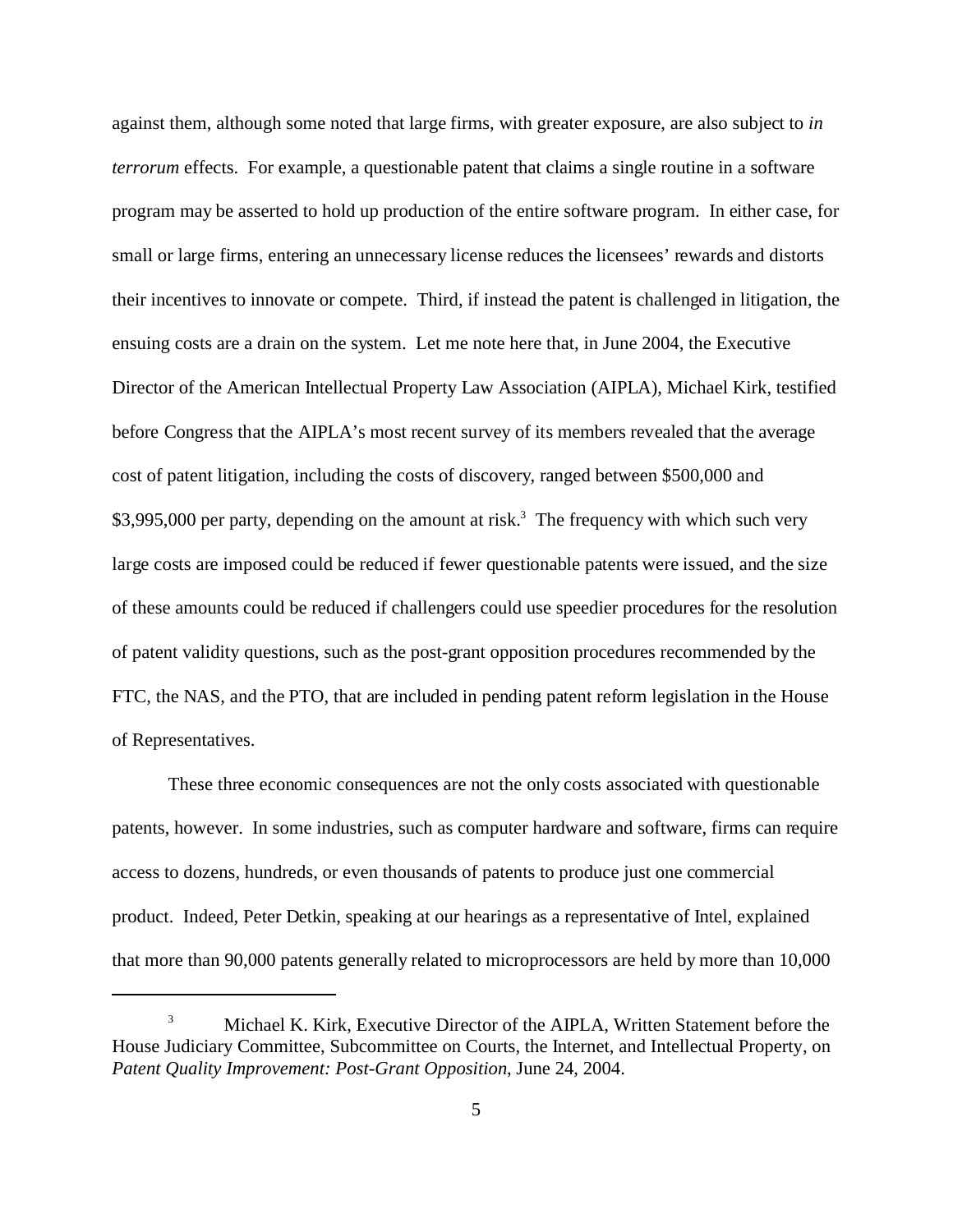against them, although some noted that large firms, with greater exposure, are also subject to *in terrorum* effects. For example, a questionable patent that claims a single routine in a software program may be asserted to hold up production of the entire software program. In either case, for small or large firms, entering an unnecessary license reduces the licensees' rewards and distorts their incentives to innovate or compete. Third, if instead the patent is challenged in litigation, the ensuing costs are a drain on the system. Let me note here that, in June 2004, the Executive Director of the American Intellectual Property Law Association (AIPLA), Michael Kirk, testified before Congress that the AIPLA's most recent survey of its members revealed that the average cost of patent litigation, including the costs of discovery, ranged between $500,000 and $3,995,000 per party, depending on the amount at risk.[3] The frequency with which such very large costs are imposed could be reduced if fewer questionable patents were issued, and the size of these amounts could be reduced if challengers could use speedier procedures for the resolution of patent validity questions, such as the post-grant opposition procedures recommended by the FTC, the NAS, and the PTO, that are included in pending patent reform legislation in the House of Representatives.

These three economic consequences are not the only costs associated with questionable patents, however. In some industries, such as computer hardware and software, firms can require access to dozens, hundreds, or even thousands of patents to produce just one commercial product. Indeed, Peter Detkin, speaking at our hearings as a representative of Intel, explained that more than 90,000 patents generally related to microprocessors are held by more than 10,000

---

[3] Michael K. Kirk, Executive Director of the AIPLA, Written Statement before the House Judiciary Committee, Subcommittee on Courts, the Internet, and Intellectual Property, on *Patent Quality Improvement: Post-Grant Opposition*, June 24, 2004.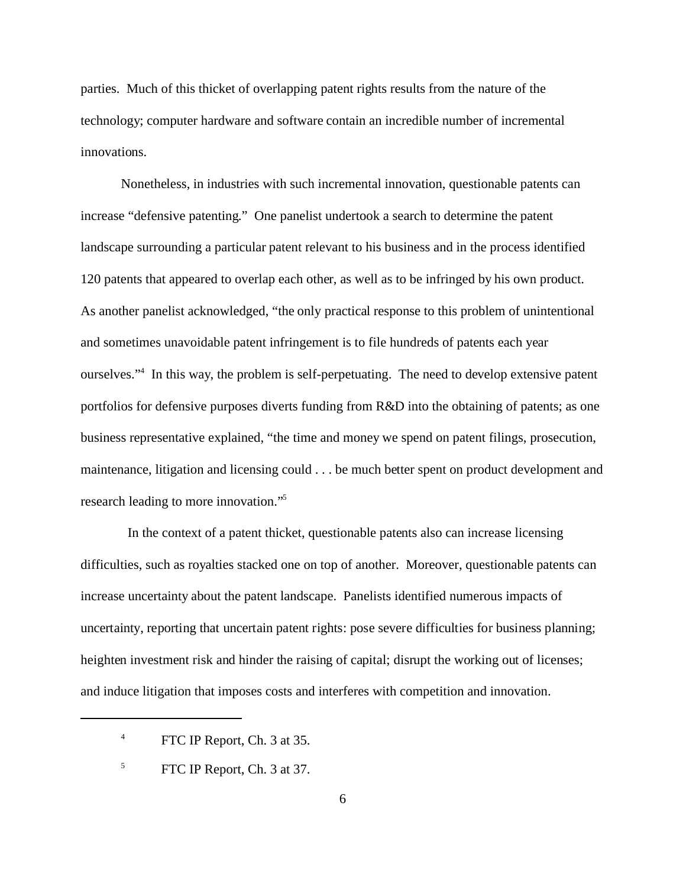parties. Much of this thicket of overlapping patent rights results from the nature of the technology; computer hardware and software contain an incredible number of incremental innovations.

Nonetheless, in industries with such incremental innovation, questionable patents can increase "defensive patenting." One panelist undertook a search to determine the patent landscape surrounding a particular patent relevant to his business and in the process identified 120 patents that appeared to overlap each other, as well as to be infringed by his own product. As another panelist acknowledged, "the only practical response to this problem of unintentional and sometimes unavoidable patent infringement is to file hundreds of patents each year ourselves."[4] In this way, the problem is self-perpetuating. The need to develop extensive patent portfolios for defensive purposes diverts funding from R&D into the obtaining of patents; as one business representative explained, "the time and money we spend on patent filings, prosecution, maintenance, litigation and licensing could . . . be much better spent on product development and research leading to more innovation."[5]

In the context of a patent thicket, questionable patents also can increase licensing difficulties, such as royalties stacked one on top of another. Moreover, questionable patents can increase uncertainty about the patent landscape. Panelists identified numerous impacts of uncertainty, reporting that uncertain patent rights: pose severe difficulties for business planning; heighten investment risk and hinder the raising of capital; disrupt the working out of licenses; and induce litigation that imposes costs and interferes with competition and innovation.

---

[4] FTC IP Report, Ch. 3 at 35.

[5] FTC IP Report, Ch. 3 at 37.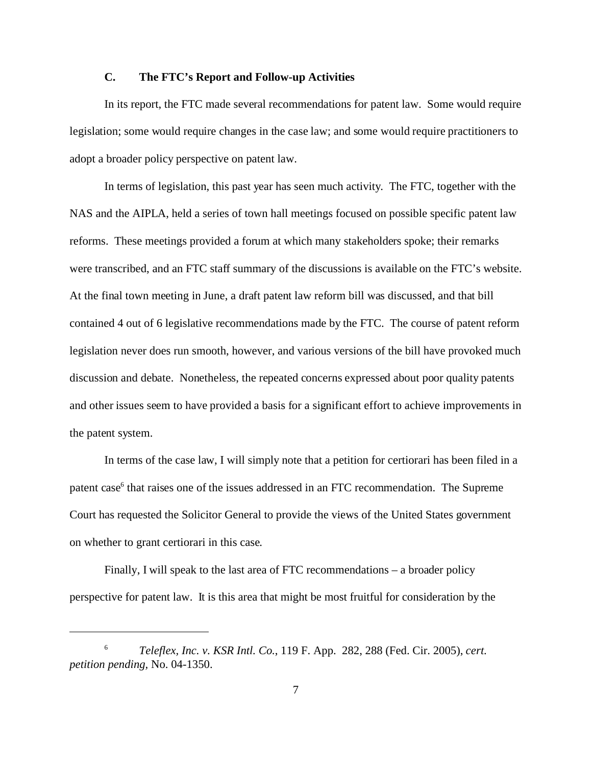### C. The FTC's Report and Follow-up Activities

In its report, the FTC made several recommendations for patent law. Some would require legislation; some would require changes in the case law; and some would require practitioners to adopt a broader policy perspective on patent law.

In terms of legislation, this past year has seen much activity. The FTC, together with the NAS and the AIPLA, held a series of town hall meetings focused on possible specific patent law reforms. These meetings provided a forum at which many stakeholders spoke; their remarks were transcribed, and an FTC staff summary of the discussions is available on the FTC's website. At the final town meeting in June, a draft patent law reform bill was discussed, and that bill contained 4 out of 6 legislative recommendations made by the FTC. The course of patent reform legislation never does run smooth, however, and various versions of the bill have provoked much discussion and debate. Nonetheless, the repeated concerns expressed about poor quality patents and other issues seem to have provided a basis for a significant effort to achieve improvements in the patent system.

In terms of the case law, I will simply note that a petition for certiorari has been filed in a patent case[6] that raises one of the issues addressed in an FTC recommendation. The Supreme Court has requested the Solicitor General to provide the views of the United States government on whether to grant certiorari in this case.

Finally, I will speak to the last area of FTC recommendations – a broader policy perspective for patent law. It is this area that might be most fruitful for consideration by the

---

[6] *Teleflex, Inc. v. KSR Intl. Co.*, 119 F. App. 282, 288 (Fed. Cir. 2005), *cert. petition pending,* No. 04-1350.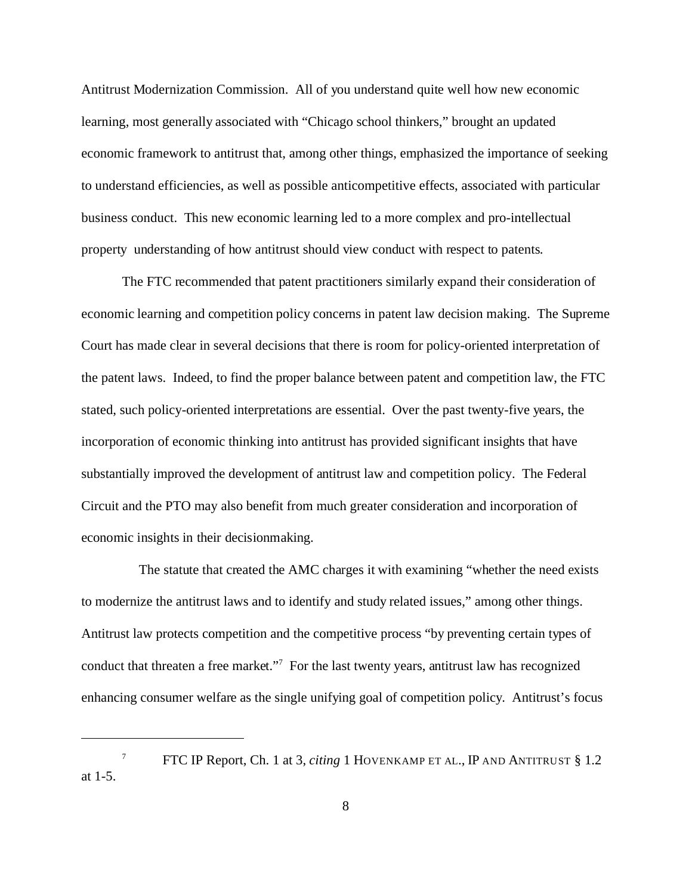Antitrust Modernization Commission. All of you understand quite well how new economic learning, most generally associated with "Chicago school thinkers," brought an updated economic framework to antitrust that, among other things, emphasized the importance of seeking to understand efficiencies, as well as possible anticompetitive effects, associated with particular business conduct. This new economic learning led to a more complex and pro-intellectual property understanding of how antitrust should view conduct with respect to patents.

The FTC recommended that patent practitioners similarly expand their consideration of economic learning and competition policy concerns in patent law decision making. The Supreme Court has made clear in several decisions that there is room for policy-oriented interpretation of the patent laws. Indeed, to find the proper balance between patent and competition law, the FTC stated, such policy-oriented interpretations are essential. Over the past twenty-five years, the incorporation of economic thinking into antitrust has provided significant insights that have substantially improved the development of antitrust law and competition policy. The Federal Circuit and the PTO may also benefit from much greater consideration and incorporation of economic insights in their decisionmaking.

The statute that created the AMC charges it with examining "whether the need exists to modernize the antitrust laws and to identify and study related issues," among other things. Antitrust law protects competition and the competitive process "by preventing certain types of conduct that threaten a free market."[7] For the last twenty years, antitrust law has recognized enhancing consumer welfare as the single unifying goal of competition policy. Antitrust's focus

---

[7] FTC IP Report, Ch. 1 at 3, *citing* 1 HOVENKAMP ET AL., IP AND ANTITRUST § 1.2 at 1-5.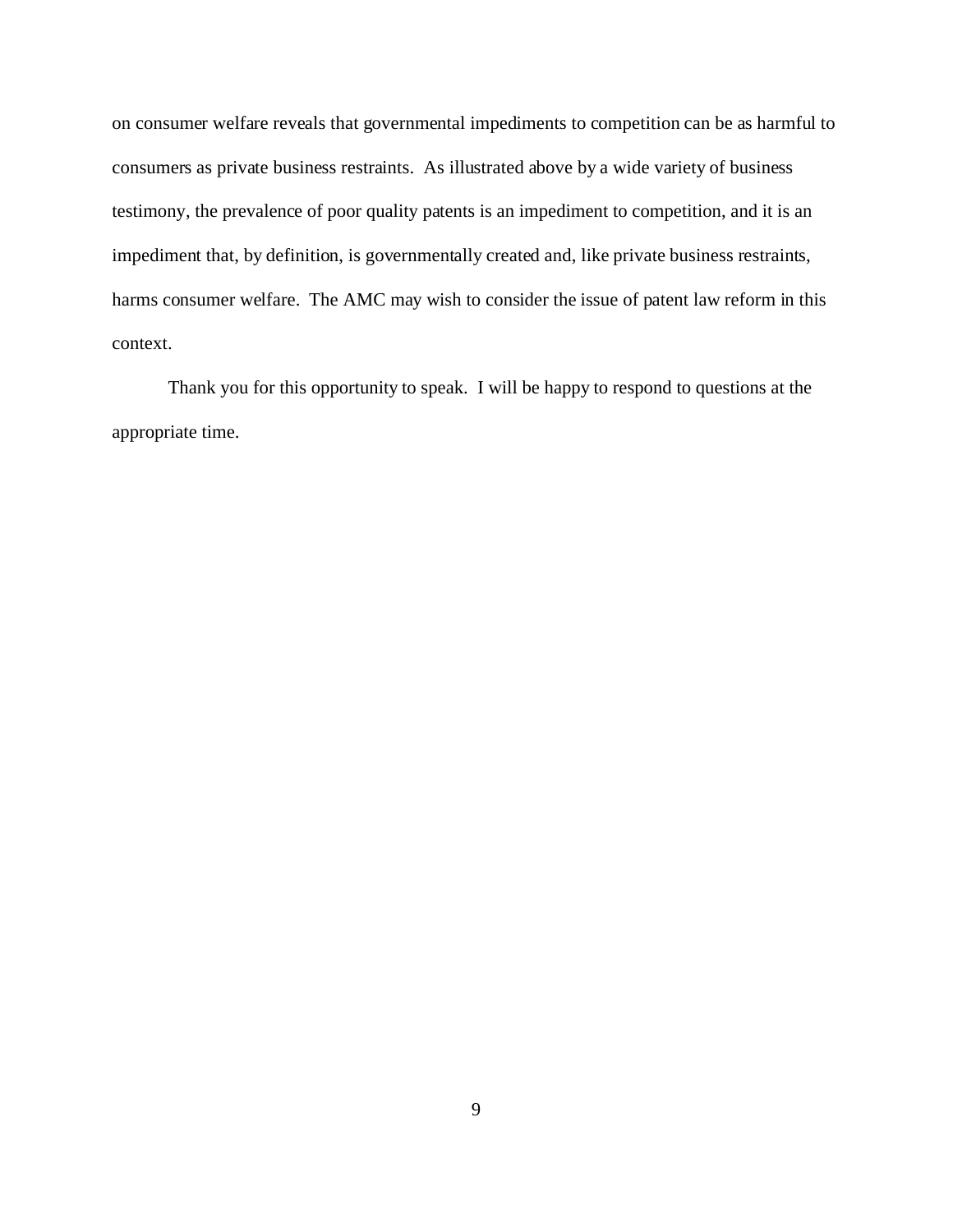on consumer welfare reveals that governmental impediments to competition can be as harmful to consumers as private business restraints. As illustrated above by a wide variety of business testimony, the prevalence of poor quality patents is an impediment to competition, and it is an impediment that, by definition, is governmentally created and, like private business restraints, harms consumer welfare. The AMC may wish to consider the issue of patent law reform in this context.

Thank you for this opportunity to speak. I will be happy to respond to questions at the appropriate time.